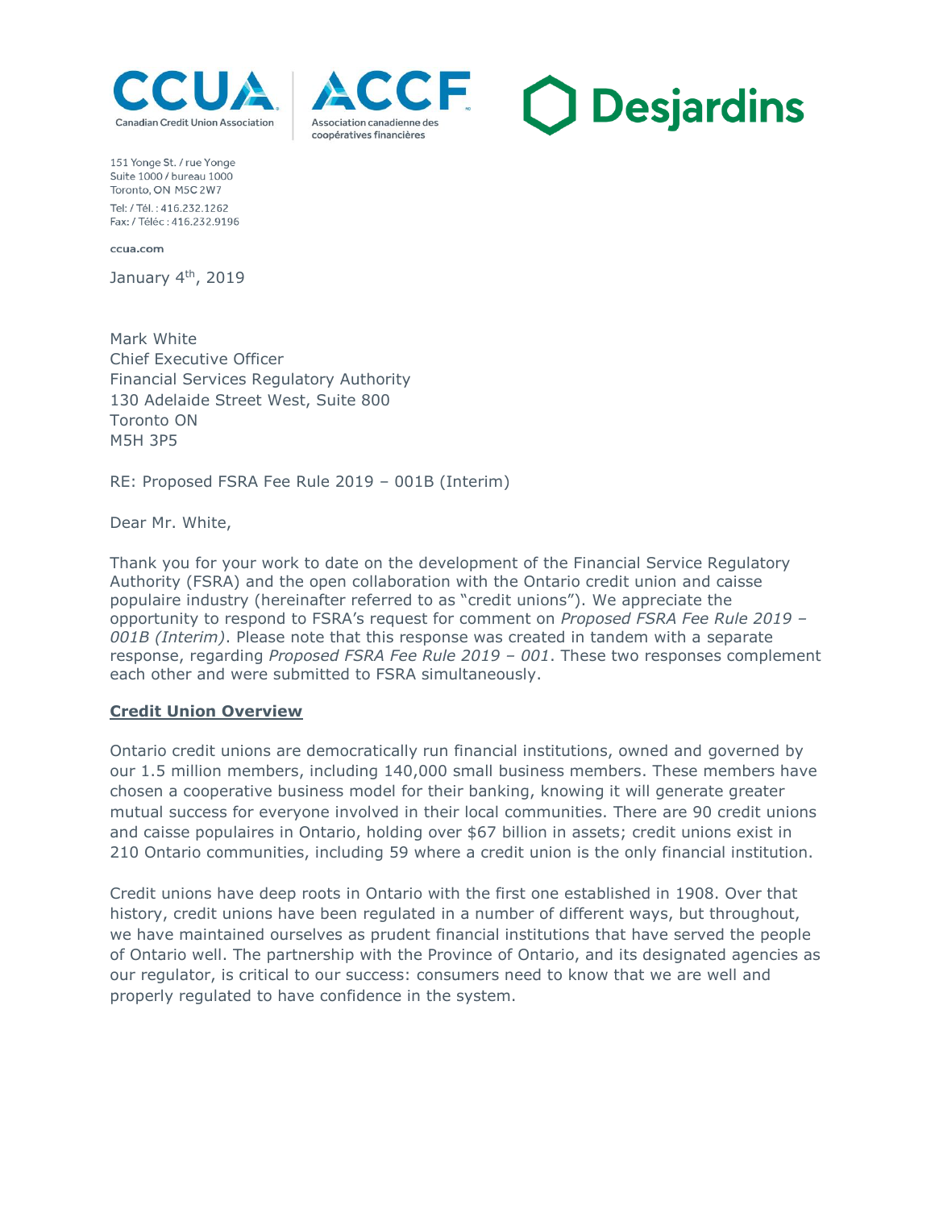CCUA | ACCF

Canadian Credit Union Association | Association canadienne des coopératives financières

Desjardins

151 Yonge St. / rue Yonge
Suite 1000 / bureau 1000
Toronto, ON M5C 2W7

Tel: / Tél. : 416.232.1262
Fax: / Téléc : 416.232.9196

ccua.com

January 4th, 2019

Mark White
Chief Executive Officer
Financial Services Regulatory Authority
130 Adelaide Street West, Suite 800
Toronto ON
M5H 3P5

RE: Proposed FSRA Fee Rule 2019 – 001B (Interim)

Dear Mr. White,

Thank you for your work to date on the development of the Financial Service Regulatory Authority (FSRA) and the open collaboration with the Ontario credit union and caisse populaire industry (hereinafter referred to as "credit unions"). We appreciate the opportunity to respond to FSRA's request for comment on *Proposed FSRA Fee Rule 2019 – 001B (Interim)*. Please note that this response was created in tandem with a separate response, regarding *Proposed FSRA Fee Rule 2019 – 001*. These two responses complement each other and were submitted to FSRA simultaneously.

**Credit Union Overview**

Ontario credit unions are democratically run financial institutions, owned and governed by our 1.5 million members, including 140,000 small business members. These members have chosen a cooperative business model for their banking, knowing it will generate greater mutual success for everyone involved in their local communities. There are 90 credit unions and caisse populaires in Ontario, holding over $67 billion in assets; credit unions exist in 210 Ontario communities, including 59 where a credit union is the only financial institution.

Credit unions have deep roots in Ontario with the first one established in 1908. Over that history, credit unions have been regulated in a number of different ways, but throughout, we have maintained ourselves as prudent financial institutions that have served the people of Ontario well. The partnership with the Province of Ontario, and its designated agencies as our regulator, is critical to our success: consumers need to know that we are well and properly regulated to have confidence in the system.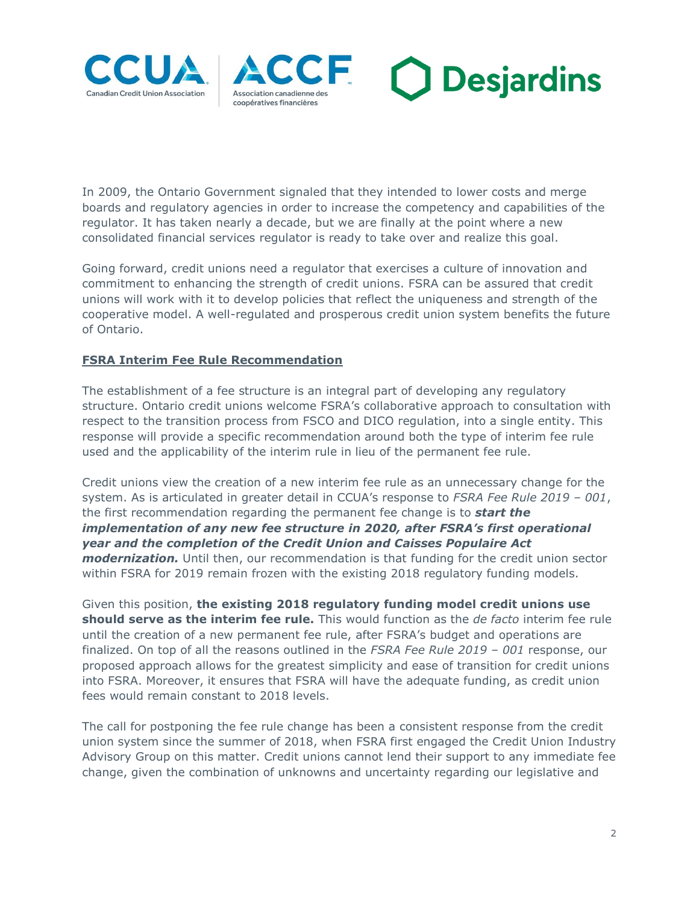In 2009, the Ontario Government signaled that they intended to lower costs and merge boards and regulatory agencies in order to increase the competency and capabilities of the regulator. It has taken nearly a decade, but we are finally at the point where a new consolidated financial services regulator is ready to take over and realize this goal.

Going forward, credit unions need a regulator that exercises a culture of innovation and commitment to enhancing the strength of credit unions. FSRA can be assured that credit unions will work with it to develop policies that reflect the uniqueness and strength of the cooperative model. A well-regulated and prosperous credit union system benefits the future of Ontario.

## **FSRA Interim Fee Rule Recommendation**

The establishment of a fee structure is an integral part of developing any regulatory structure. Ontario credit unions welcome FSRA's collaborative approach to consultation with respect to the transition process from FSCO and DICO regulation, into a single entity. This response will provide a specific recommendation around both the type of interim fee rule used and the applicability of the interim rule in lieu of the permanent fee rule.

Credit unions view the creation of a new interim fee rule as an unnecessary change for the system. As is articulated in greater detail in CCUA's response to *FSRA Fee Rule 2019 – 001*, the first recommendation regarding the permanent fee change is to ***start the implementation of any new fee structure in 2020, after FSRA's first operational year and the completion of the Credit Union and Caisses Populaire Act modernization.*** Until then, our recommendation is that funding for the credit union sector within FSRA for 2019 remain frozen with the existing 2018 regulatory funding models.

Given this position, **the existing 2018 regulatory funding model credit unions use should serve as the interim fee rule.** This would function as the *de facto* interim fee rule until the creation of a new permanent fee rule, after FSRA's budget and operations are finalized. On top of all the reasons outlined in the *FSRA Fee Rule 2019 – 001* response, our proposed approach allows for the greatest simplicity and ease of transition for credit unions into FSRA. Moreover, it ensures that FSRA will have the adequate funding, as credit union fees would remain constant to 2018 levels.

The call for postponing the fee rule change has been a consistent response from the credit union system since the summer of 2018, when FSRA first engaged the Credit Union Industry Advisory Group on this matter. Credit unions cannot lend their support to any immediate fee change, given the combination of unknowns and uncertainty regarding our legislative and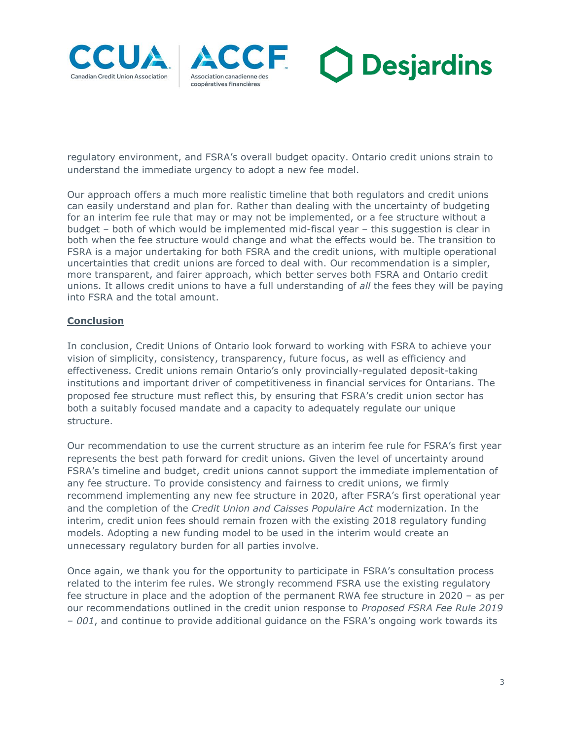regulatory environment, and FSRA's overall budget opacity. Ontario credit unions strain to understand the immediate urgency to adopt a new fee model.

Our approach offers a much more realistic timeline that both regulators and credit unions can easily understand and plan for. Rather than dealing with the uncertainty of budgeting for an interim fee rule that may or may not be implemented, or a fee structure without a budget – both of which would be implemented mid-fiscal year – this suggestion is clear in both when the fee structure would change and what the effects would be. The transition to FSRA is a major undertaking for both FSRA and the credit unions, with multiple operational uncertainties that credit unions are forced to deal with. Our recommendation is a simpler, more transparent, and fairer approach, which better serves both FSRA and Ontario credit unions. It allows credit unions to have a full understanding of *all* the fees they will be paying into FSRA and the total amount.

## Conclusion

In conclusion, Credit Unions of Ontario look forward to working with FSRA to achieve your vision of simplicity, consistency, transparency, future focus, as well as efficiency and effectiveness. Credit unions remain Ontario's only provincially-regulated deposit-taking institutions and important driver of competitiveness in financial services for Ontarians. The proposed fee structure must reflect this, by ensuring that FSRA's credit union sector has both a suitably focused mandate and a capacity to adequately regulate our unique structure.

Our recommendation to use the current structure as an interim fee rule for FSRA's first year represents the best path forward for credit unions. Given the level of uncertainty around FSRA's timeline and budget, credit unions cannot support the immediate implementation of any fee structure. To provide consistency and fairness to credit unions, we firmly recommend implementing any new fee structure in 2020, after FSRA's first operational year and the completion of the *Credit Union and Caisses Populaire Act* modernization. In the interim, credit union fees should remain frozen with the existing 2018 regulatory funding models. Adopting a new funding model to be used in the interim would create an unnecessary regulatory burden for all parties involve.

Once again, we thank you for the opportunity to participate in FSRA's consultation process related to the interim fee rules. We strongly recommend FSRA use the existing regulatory fee structure in place and the adoption of the permanent RWA fee structure in 2020 – as per our recommendations outlined in the credit union response to *Proposed FSRA Fee Rule 2019 – 001*, and continue to provide additional guidance on the FSRA's ongoing work towards its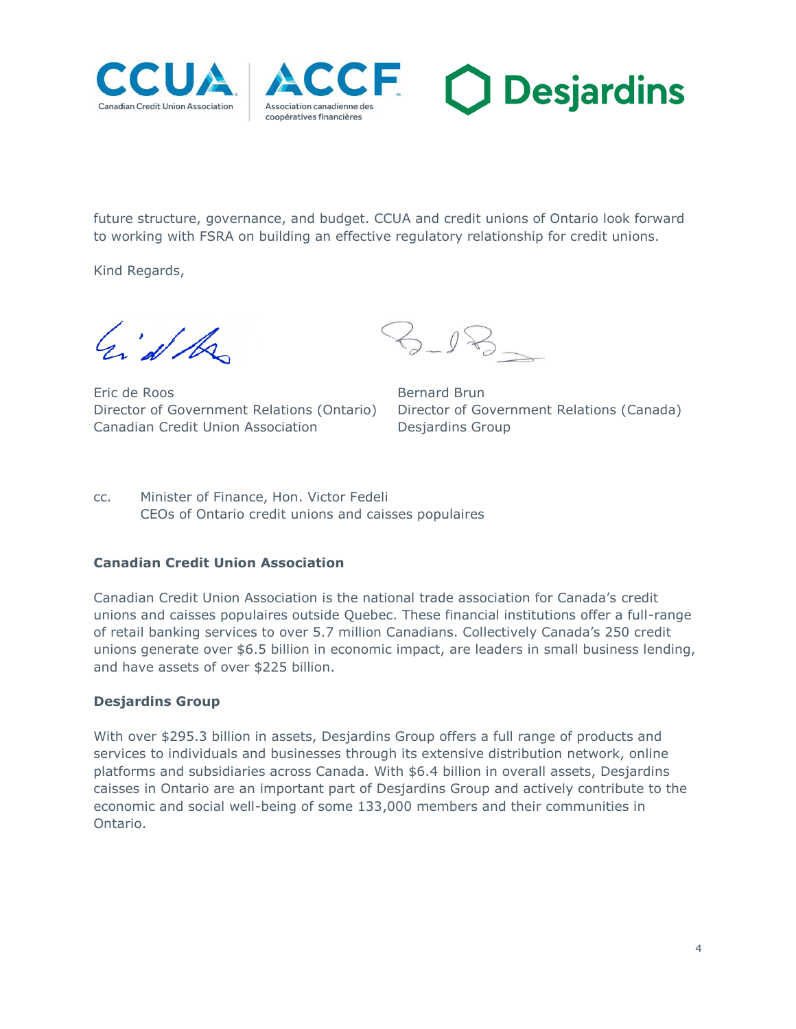future structure, governance, and budget. CCUA and credit unions of Ontario look forward to working with FSRA on building an effective regulatory relationship for credit unions.

Kind Regards,

Eric de Roos
Director of Government Relations (Ontario)
Canadian Credit Union Association

Bernard Brun
Director of Government Relations (Canada)
Desjardins Group

cc. Minister of Finance, Hon. Victor Fedeli
CEOs of Ontario credit unions and caisses populaires

**Canadian Credit Union Association**

Canadian Credit Union Association is the national trade association for Canada's credit unions and caisses populaires outside Quebec. These financial institutions offer a full-range of retail banking services to over 5.7 million Canadians. Collectively Canada's 250 credit unions generate over $6.5 billion in economic impact, are leaders in small business lending, and have assets of over $225 billion.

**Desjardins Group**

With over $295.3 billion in assets, Desjardins Group offers a full range of products and services to individuals and businesses through its extensive distribution network, online platforms and subsidiaries across Canada. With $6.4 billion in overall assets, Desjardins caisses in Ontario are an important part of Desjardins Group and actively contribute to the economic and social well-being of some 133,000 members and their communities in Ontario.